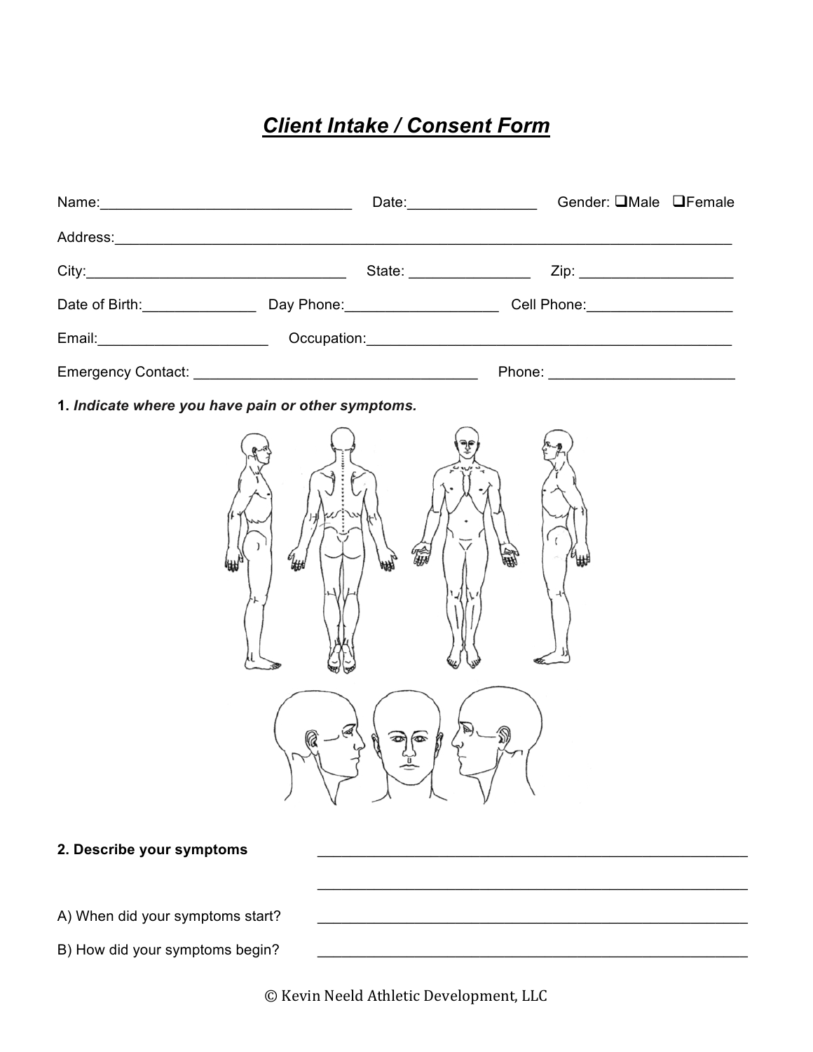# *Client Intake / Consent Form*

Name:_______________________________ Date:________________ Gender: ❑Male ❑Female

Address:_____________________________________________________________________________

City:________________________________ State: _______________ Zip: ___________________

Date of Birth:______________ Day Phone:___________________ Cell Phone:__________________

Email:_____________________ Occupation:_____________________________________________

Emergency Contact: ___________________________________ Phone: _______________________

**1.** ***Indicate where you have pain or other symptoms.***

**2. Describe your symptoms** _______________________________________________________

_______________________________________________________

A) When did your symptoms start? _______________________________________________________

B) How did your symptoms begin? _______________________________________________________

© Kevin Neeld Athletic Development, LLC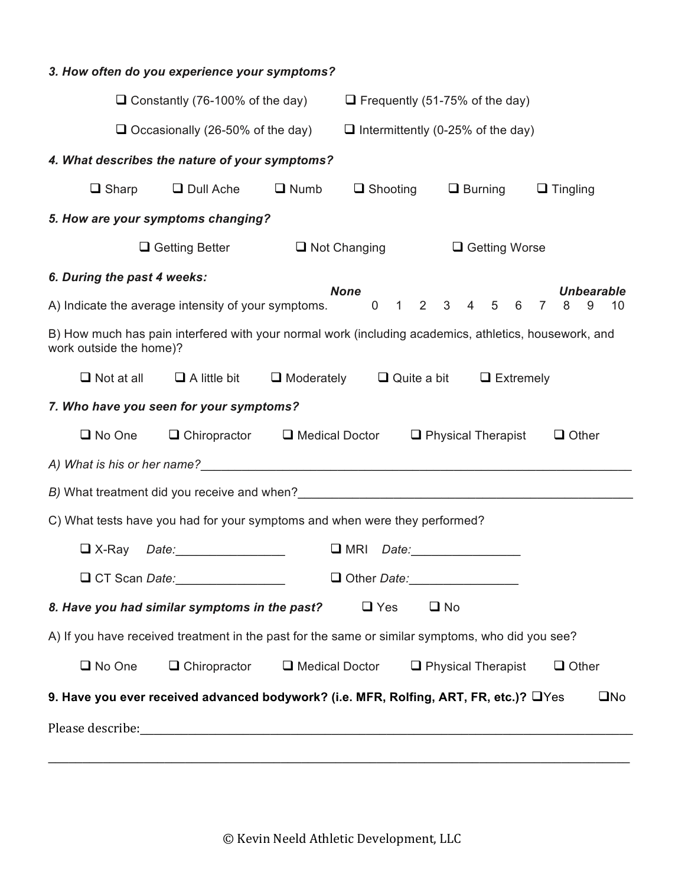***3. How often do you experience your symptoms?***

❑ Constantly (76-100% of the day) ❑ Frequently (51-75% of the day)

❑ Occasionally (26-50% of the day) ❑ Intermittently (0-25% of the day)

***4. What describes the nature of your symptoms?***

❑ Sharp ❑ Dull Ache ❑ Numb ❑ Shooting ❑ Burning ❑ Tingling

***5. How are your symptoms changing?***

❑ Getting Better ❑ Not Changing ❑ Getting Worse

***6. During the past 4 weeks:***

A) Indicate the average intensity of your symptoms. ***None*** 0 1 2 3 4 5 6 7 8 9 10 ***Unbearable***

B) How much has pain interfered with your normal work (including academics, athletics, housework, and work outside the home)?

❑ Not at all ❑ A little bit ❑ Moderately ❑ Quite a bit ❑ Extremely

***7. Who have you seen for your symptoms?***

❑ No One ❑ Chiropractor ❑ Medical Doctor ❑ Physical Therapist ❑ Other

*A) What is his or her name?*\_\_\_\_\_\_\_\_\_\_\_\_\_\_\_\_\_\_\_\_\_\_\_\_\_\_\_\_\_\_\_\_\_\_\_\_\_\_\_\_\_\_\_\_

*B)* What treatment did you receive and when?\_\_\_\_\_\_\_\_\_\_\_\_\_\_\_\_\_\_\_\_\_\_\_\_\_\_\_\_\_\_\_\_

C) What tests have you had for your symptoms and when were they performed?

❑ X-Ray *Date:*\_\_\_\_\_\_\_\_\_\_\_\_\_\_\_\_ ❑ MRI *Date:*\_\_\_\_\_\_\_\_\_\_\_\_\_\_\_\_

❑ CT Scan *Date:*\_\_\_\_\_\_\_\_\_\_\_\_\_\_\_\_ ❑ Other *Date:*\_\_\_\_\_\_\_\_\_\_\_\_\_\_\_\_

***8. Have you had similar symptoms in the past?*** ❑ Yes ❑ No

A) If you have received treatment in the past for the same or similar symptoms, who did you see?

❑ No One ❑ Chiropractor ❑ Medical Doctor ❑ Physical Therapist ❑ Other

**9. Have you ever received advanced bodywork? (i.e. MFR, Rolfing, ART, FR, etc.)?** ❑Yes ❑No

Please describe:\_\_\_\_\_\_\_\_\_\_\_\_\_\_\_\_\_\_\_\_\_\_\_\_\_\_\_\_\_\_\_\_\_\_\_\_\_\_\_\_\_\_\_\_\_\_\_\_\_\_\_\_\_\_

\_\_\_\_\_\_\_\_\_\_\_\_\_\_\_\_\_\_\_\_\_\_\_\_\_\_\_\_\_\_\_\_\_\_\_\_\_\_\_\_\_\_\_\_\_\_\_\_\_\_\_\_\_\_\_\_\_\_\_\_\_\_\_\_\_\_\_\_\_\_

© Kevin Neeld Athletic Development, LLC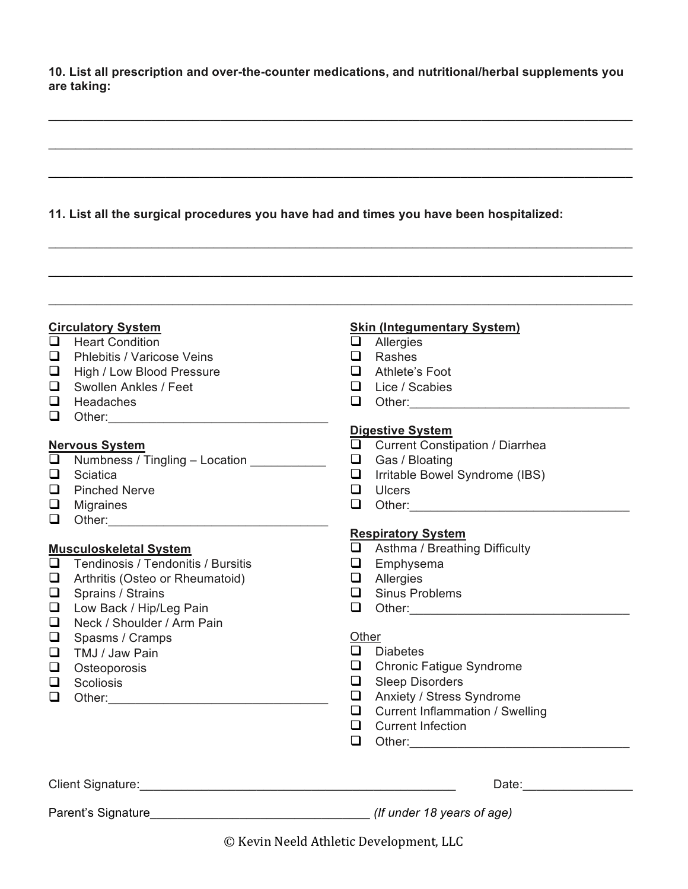**10. List all prescription and over-the-counter medications, and nutritional/herbal supplements you are taking:**

______________________________________________________________________________

______________________________________________________________________________

______________________________________________________________________________

**11. List all the surgical procedures you have had and times you have been hospitalized:**

______________________________________________________________________________

______________________________________________________________________________

______________________________________________________________________________

**Circulatory System**

- ☐ Heart Condition
- ☐ Phlebitis / Varicose Veins
- ☐ High / Low Blood Pressure
- ☐ Swollen Ankles / Feet
- ☐ Headaches
- ☐ Other:______________________________

**Nervous System**

- ☐ Numbness / Tingling – Location ___________
- ☐ Sciatica
- ☐ Pinched Nerve
- ☐ Migraines
- ☐ Other:______________________________

**Musculoskeletal System**

- ☐ Tendinosis / Tendonitis / Bursitis
- ☐ Arthritis (Osteo or Rheumatoid)
- ☐ Sprains / Strains
- ☐ Low Back / Hip/Leg Pain
- ☐ Neck / Shoulder / Arm Pain
- ☐ Spasms / Cramps
- ☐ TMJ / Jaw Pain
- ☐ Osteoporosis
- ☐ Scoliosis
- ☐ Other:______________________________

**Skin (Integumentary System)**

- ☐ Allergies
- ☐ Rashes
- ☐ Athlete's Foot
- ☐ Lice / Scabies
- ☐ Other:______________________________

**Digestive System**

- ☐ Current Constipation / Diarrhea
- ☐ Gas / Bloating
- ☐ Irritable Bowel Syndrome (IBS)
- ☐ Ulcers
- ☐ Other:______________________________

**Respiratory System**

- ☐ Asthma / Breathing Difficulty
- ☐ Emphysema
- ☐ Allergies
- ☐ Sinus Problems
- ☐ Other:______________________________

Other

- ☐ Diabetes
- ☐ Chronic Fatigue Syndrome
- ☐ Sleep Disorders
- ☐ Anxiety / Stress Syndrome
- ☐ Current Inflammation / Swelling
- ☐ Current Infection
- ☐ Other:______________________________

Client Signature:_______________________________________________ Date:_______________

Parent's Signature________________________________ *(If under 18 years of age)*

© Kevin Neeld Athletic Development, LLC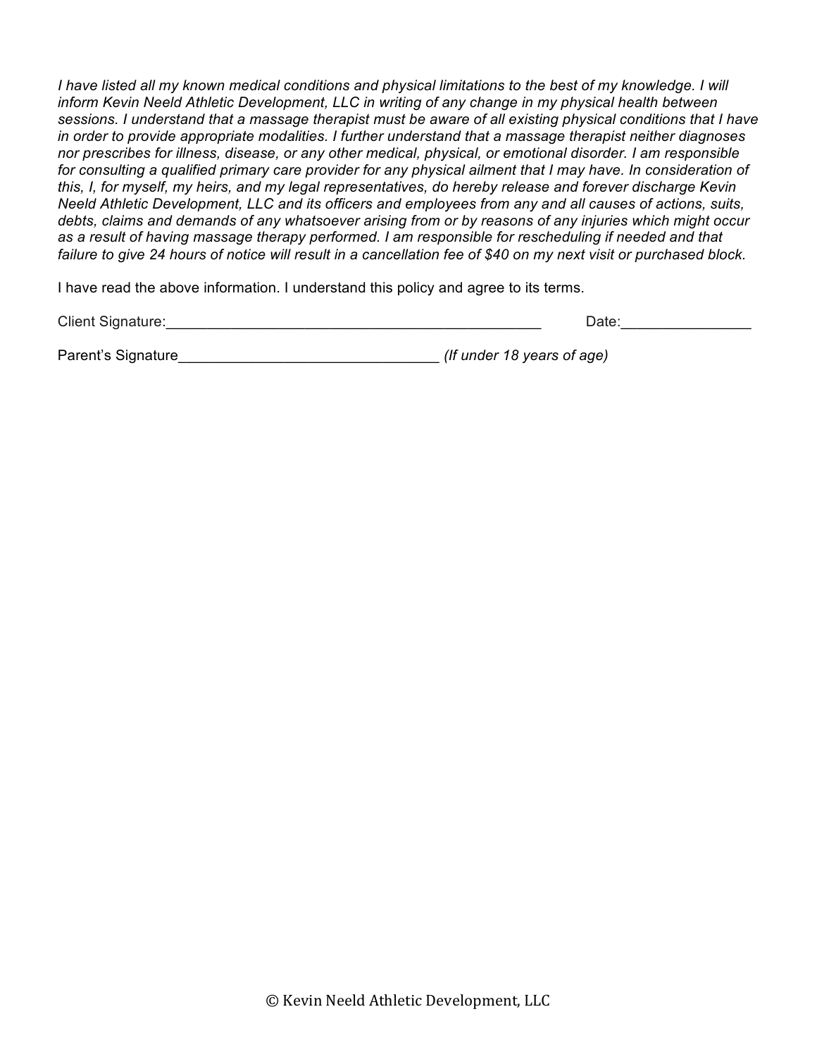*I have listed all my known medical conditions and physical limitations to the best of my knowledge. I will inform Kevin Neeld Athletic Development, LLC in writing of any change in my physical health between sessions. I understand that a massage therapist must be aware of all existing physical conditions that I have in order to provide appropriate modalities. I further understand that a massage therapist neither diagnoses nor prescribes for illness, disease, or any other medical, physical, or emotional disorder. I am responsible for consulting a qualified primary care provider for any physical ailment that I may have. In consideration of this, I, for myself, my heirs, and my legal representatives, do hereby release and forever discharge Kevin Neeld Athletic Development, LLC and its officers and employees from any and all causes of actions, suits, debts, claims and demands of any whatsoever arising from or by reasons of any injuries which might occur as a result of having massage therapy performed. I am responsible for rescheduling if needed and that failure to give 24 hours of notice will result in a cancellation fee of $40 on my next visit or purchased block.*

I have read the above information. I understand this policy and agree to its terms.

Client Signature:_______________________________________________ Date:________________

Parent's Signature________________________________ *(If under 18 years of age)*

© Kevin Neeld Athletic Development, LLC